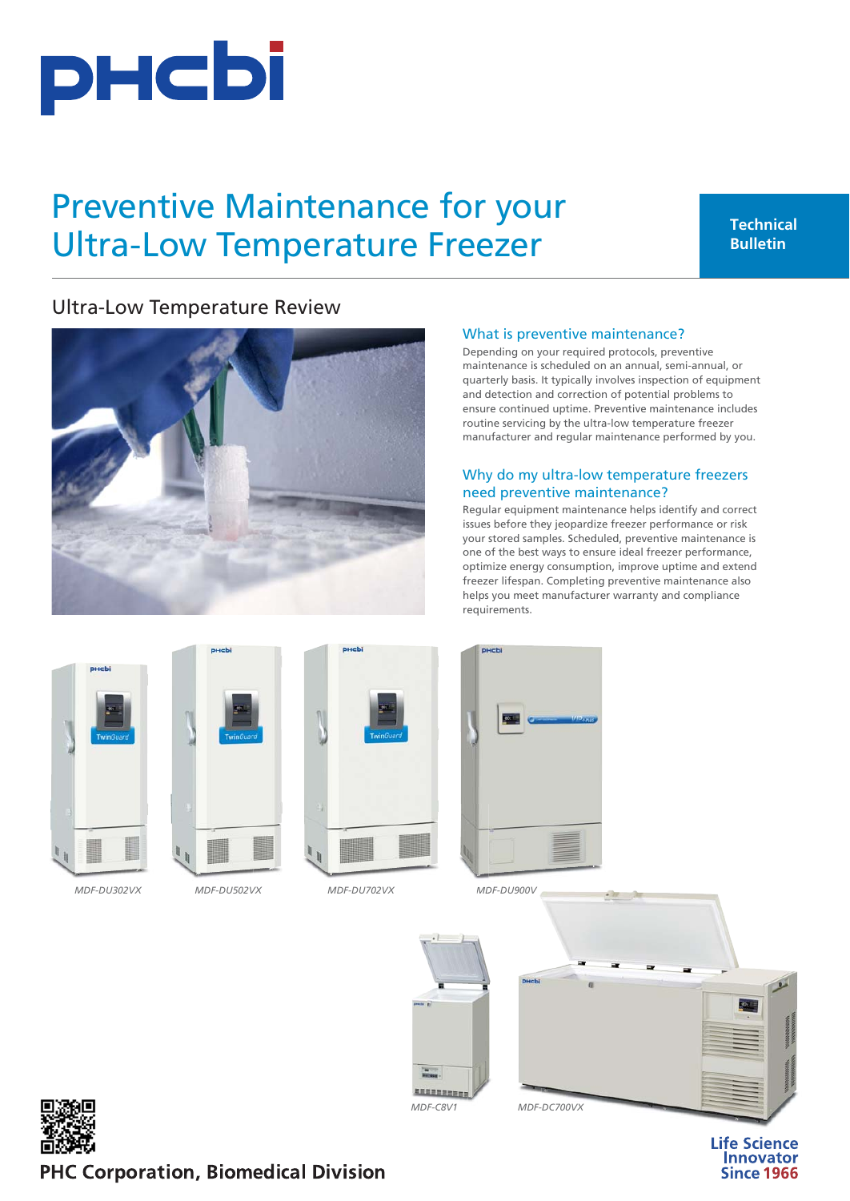# Preventive Maintenance for your Ultra-Low Temperature Freezer

Technical Bulletin

## Ultra-Low Temperature Review

### What is preventive maintenance?

Depending on your required protocols, preventive maintenance is scheduled on an annual, semi-annual, or quarterly basis. It typically involves inspection of equipment and detection and correction of potential problems to ensure continued uptime. Preventive maintenance includes routine servicing by the ultra-low temperature freezer manufacturer and regular maintenance performed by you.

### Why do my ultra-low temperature freezers need preventive maintenance?

Regular equipment maintenance helps identify and correct issues before they jeopardize freezer performance or risk your stored samples. Scheduled, preventive maintenance is one of the best ways to ensure ideal freezer performance, optimize energy consumption, improve uptime and extend freezer lifespan. Completing preventive maintenance also helps you meet manufacturer warranty and compliance requirements.

*MDF-DU302VX* *MDF-DU502VX* *MDF-DU702VX* *MDF-DU900V*

*MDF-C8V1* *MDF-DC700VX*

**PHC Corporation, Biomedical Division**

Life Science Innovator Since 1966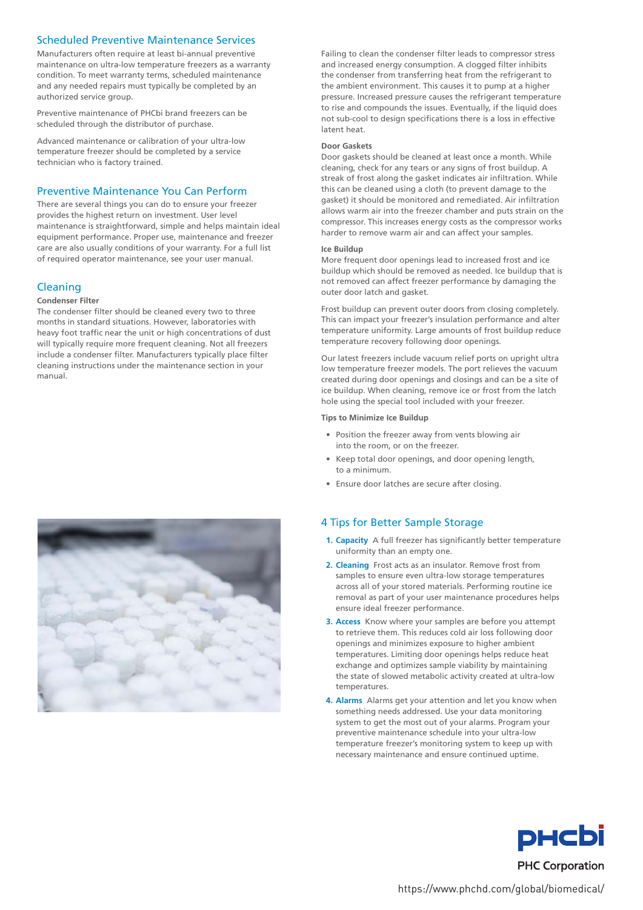## Scheduled Preventive Maintenance Services

Manufacturers often require at least bi-annual preventive maintenance on ultra-low temperature freezers as a warranty condition. To meet warranty terms, scheduled maintenance and any needed repairs must typically be completed by an authorized service group.

Preventive maintenance of PHCbi brand freezers can be scheduled through the distributor of purchase.

Advanced maintenance or calibration of your ultra-low temperature freezer should be completed by a service technician who is factory trained.

## Preventive Maintenance You Can Perform

There are several things you can do to ensure your freezer provides the highest return on investment. User level maintenance is straightforward, simple and helps maintain ideal equipment performance. Proper use, maintenance and freezer care are also usually conditions of your warranty. For a full list of required operator maintenance, see your user manual.

## Cleaning

### Condenser Filter

The condenser filter should be cleaned every two to three months in standard situations. However, laboratories with heavy foot traffic near the unit or high concentrations of dust will typically require more frequent cleaning. Not all freezers include a condenser filter. Manufacturers typically place filter cleaning instructions under the maintenance section in your manual.

Failing to clean the condenser filter leads to compressor stress and increased energy consumption. A clogged filter inhibits the condenser from transferring heat from the refrigerant to the ambient environment. This causes it to pump at a higher pressure. Increased pressure causes the refrigerant temperature to rise and compounds the issues. Eventually, if the liquid does not sub-cool to design specifications there is a loss in effective latent heat.

### Door Gaskets

Door gaskets should be cleaned at least once a month. While cleaning, check for any tears or any signs of frost buildup. A streak of frost along the gasket indicates air infiltration. While this can be cleaned using a cloth (to prevent damage to the gasket) it should be monitored and remediated. Air infiltration allows warm air into the freezer chamber and puts strain on the compressor. This increases energy costs as the compressor works harder to remove warm air and can affect your samples.

### Ice Buildup

More frequent door openings lead to increased frost and ice buildup which should be removed as needed. Ice buildup that is not removed can affect freezer performance by damaging the outer door latch and gasket.

Frost buildup can prevent outer doors from closing completely. This can impact your freezer's insulation performance and alter temperature uniformity. Large amounts of frost buildup reduce temperature recovery following door openings.

Our latest freezers include vacuum relief ports on upright ultra low temperature freezer models. The port relieves the vacuum created during door openings and closings and can be a site of ice buildup. When cleaning, remove ice or frost from the latch hole using the special tool included with your freezer.

### Tips to Minimize Ice Buildup

- Position the freezer away from vents blowing air into the room, or on the freezer.
- Keep total door openings, and door opening length, to a minimum.
- Ensure door latches are secure after closing.

## 4 Tips for Better Sample Storage

1. **Capacity** A full freezer has significantly better temperature uniformity than an empty one.
2. **Cleaning** Frost acts as an insulator. Remove frost from samples to ensure even ultra-low storage temperatures across all of your stored materials. Performing routine ice removal as part of your user maintenance procedures helps ensure ideal freezer performance.
3. **Access** Know where your samples are before you attempt to retrieve them. This reduces cold air loss following door openings and minimizes exposure to higher ambient temperatures. Limiting door openings helps reduce heat exchange and optimizes sample viability by maintaining the state of slowed metabolic activity created at ultra-low temperatures.
4. **Alarms** Alarms get your attention and let you know when something needs addressed. Use your data monitoring system to get the most out of your alarms. Program your preventive maintenance schedule into your ultra-low temperature freezer's monitoring system to keep up with necessary maintenance and ensure continued uptime.

PHCbi

PHC Corporation

https://www.phchd.com/global/biomedical/